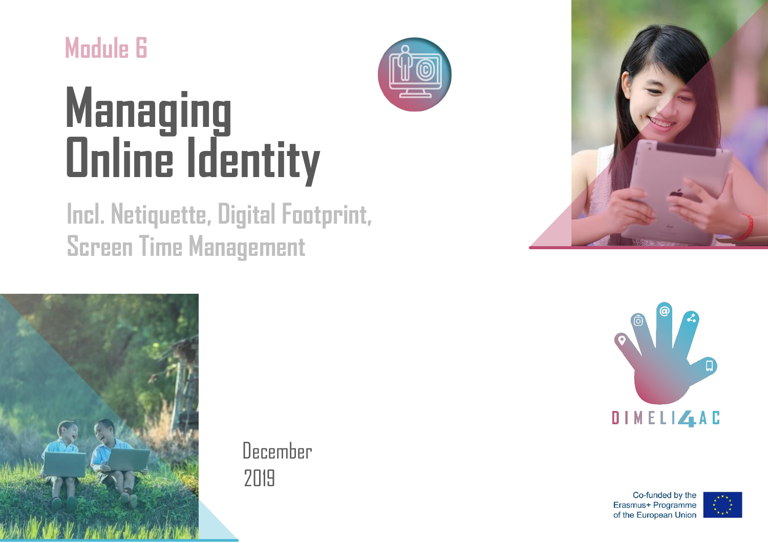Module 6

# Managing Online Identity

## Incl. Netiquette, Digital Footprint, Screen Time Management

December 2019

DIMELI4AC

Co-funded by the Erasmus+ Programme of the European Union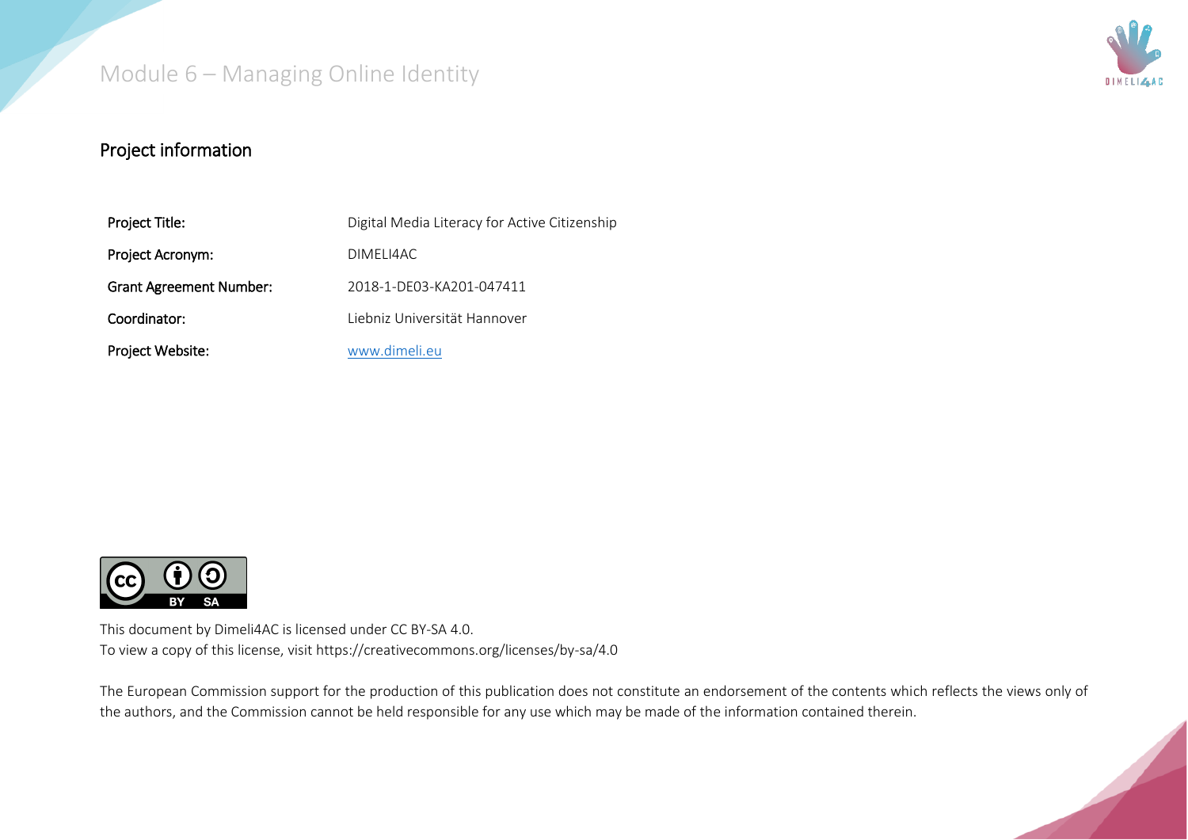## Project information

| Project Title: | Digital Media Literacy for Active Citizenship |
| --- | --- |
| Project Acronym: | DIMELI4AC |
| Grant Agreement Number: | 2018-1-DE03-KA201-047411 |
| Coordinator: | Liebniz Universität Hannover |
| Project Website: | [www.dimeli.eu](http://www.dimeli.eu) |

This document by Dimeli4AC is licensed under CC BY-SA 4.0.
To view a copy of this license, visit https://creativecommons.org/licenses/by-sa/4.0

The European Commission support for the production of this publication does not constitute an endorsement of the contents which reflects the views only of the authors, and the Commission cannot be held responsible for any use which may be made of the information contained therein.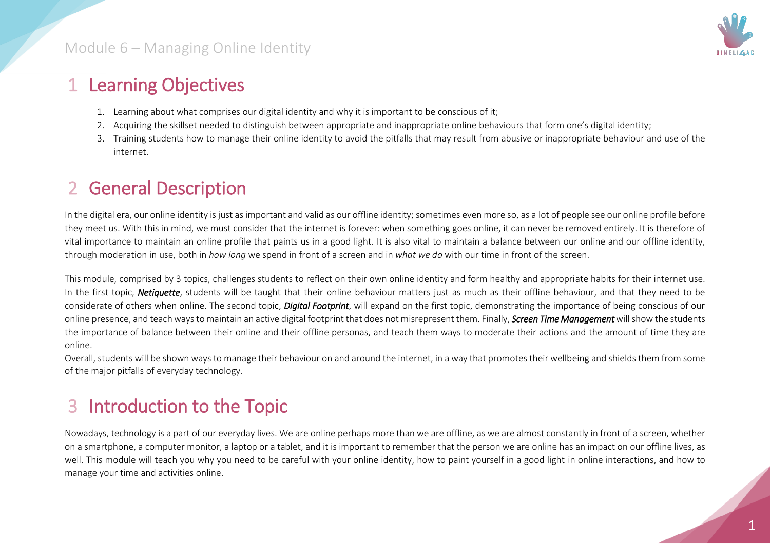# 1 Learning Objectives

1. Learning about what comprises our digital identity and why it is important to be conscious of it;
2. Acquiring the skillset needed to distinguish between appropriate and inappropriate online behaviours that form one's digital identity;
3. Training students how to manage their online identity to avoid the pitfalls that may result from abusive or inappropriate behaviour and use of the internet.

# 2 General Description

In the digital era, our online identity is just as important and valid as our offline identity; sometimes even more so, as a lot of people see our online profile before they meet us. With this in mind, we must consider that the internet is forever: when something goes online, it can never be removed entirely. It is therefore of vital importance to maintain an online profile that paints us in a good light. It is also vital to maintain a balance between our online and our offline identity, through moderation in use, both in *how long* we spend in front of a screen and in *what we do* with our time in front of the screen.

This module, comprised by 3 topics, challenges students to reflect on their own online identity and form healthy and appropriate habits for their internet use. In the first topic, ***Netiquette***, students will be taught that their online behaviour matters just as much as their offline behaviour, and that they need to be considerate of others when online. The second topic, ***Digital Footprint***, will expand on the first topic, demonstrating the importance of being conscious of our online presence, and teach ways to maintain an active digital footprint that does not misrepresent them. Finally, ***Screen Time Management*** will show the students the importance of balance between their online and their offline personas, and teach them ways to moderate their actions and the amount of time they are online.

Overall, students will be shown ways to manage their behaviour on and around the internet, in a way that promotes their wellbeing and shields them from some of the major pitfalls of everyday technology.

# 3 Introduction to the Topic

Nowadays, technology is a part of our everyday lives. We are online perhaps more than we are offline, as we are almost constantly in front of a screen, whether on a smartphone, a computer monitor, a laptop or a tablet, and it is important to remember that the person we are online has an impact on our offline lives, as well. This module will teach you why you need to be careful with your online identity, how to paint yourself in a good light in online interactions, and how to manage your time and activities online.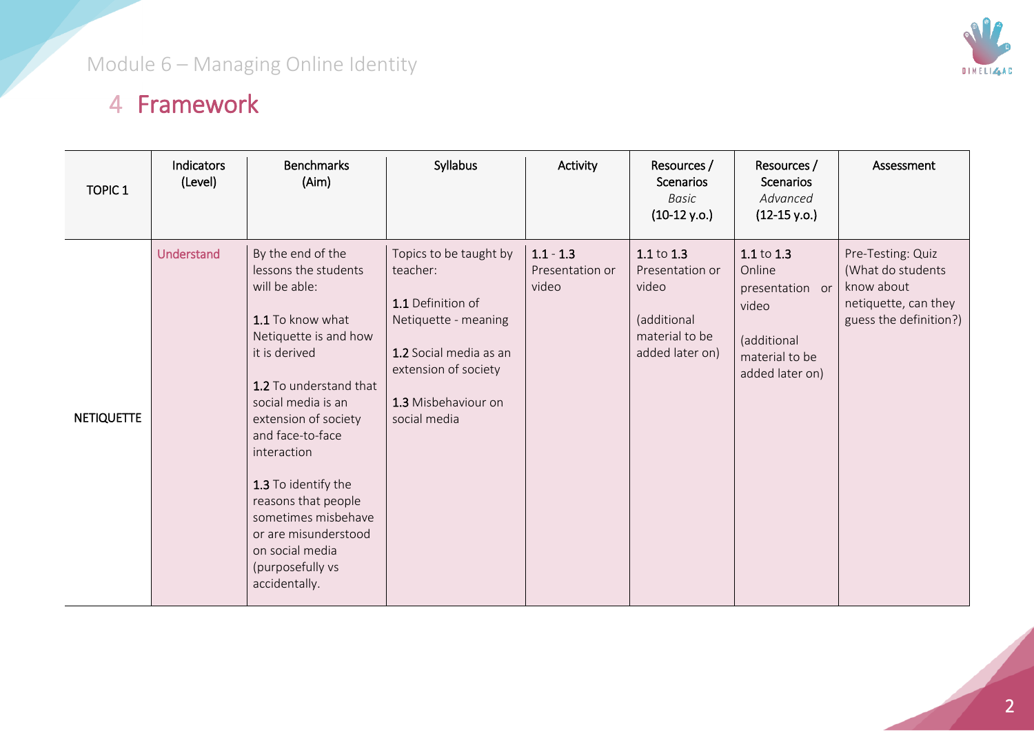# 4 Framework

| TOPIC 1 | Indicators (Level) | Benchmarks (Aim) | Syllabus | Activity | Resources / Scenarios *Basic* (10-12 y.o.) | Resources / Scenarios *Advanced* (12-15 y.o.) | Assessment |
|---|---|---|---|---|---|---|---|
| NETIQUETTE | Understand | By the end of the lessons the students will be able:<br><br>**1.1** To know what Netiquette is and how it is derived<br><br>**1.2** To understand that social media is an extension of society and face-to-face interaction<br><br>**1.3** To identify the reasons that people sometimes misbehave or are misunderstood on social media (purposefully vs accidentally. | Topics to be taught by teacher:<br><br>**1.1** Definition of Netiquette - meaning<br><br>**1.2** Social media as an extension of society<br><br>**1.3** Misbehaviour on social media | **1.1** - **1.3** Presentation or video | **1.1** to **1.3** Presentation or video<br><br>(additional material to be added later on) | **1.1** to **1.3** Online presentation or video<br><br>(additional material to be added later on) | Pre-Testing: Quiz (What do students know about netiquette, can they guess the definition?) |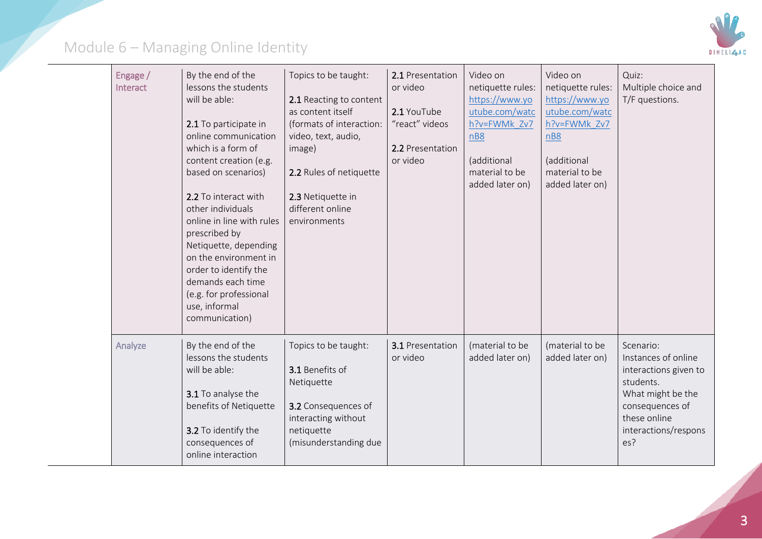| | | | | | | |
|---|---|---|---|---|---|---|
| Engage / Interact | By the end of the lessons the students will be able:<br><br>**2.1** To participate in online communication which is a form of content creation (e.g. based on scenarios)<br><br>**2.2** To interact with other individuals online in line with rules prescribed by Netiquette, depending on the environment in order to identify the demands each time (e.g. for professional use, informal communication) | Topics to be taught:<br><br>**2.1** Reacting to content as content itself (formats of interaction: video, text, audio, image)<br><br>**2.2** Rules of netiquette<br><br>**2.3** Netiquette in different online environments | **2.1** Presentation or video<br><br>**2.1** YouTube "react" videos<br><br>**2.2** Presentation or video | Video on netiquette rules: https://www.youtube.com/watch?v=FWMk_Zv7nB8<br><br>(additional material to be added later on) | Video on netiquette rules: https://www.youtube.com/watch?v=FWMk_Zv7nB8<br><br>(additional material to be added later on) | Quiz: Multiple choice and T/F questions. |
| Analyze | By the end of the lessons the students will be able:<br><br>**3.1** To analyse the benefits of Netiquette<br><br>**3.2** To identify the consequences of online interaction | Topics to be taught:<br><br>**3.1** Benefits of Netiquette<br><br>**3.2** Consequences of interacting without netiquette (misunderstanding due | **3.1** Presentation or video | (material to be added later on) | (material to be added later on) | Scenario: Instances of online interactions given to students. What might be the consequences of these online interactions/responses? |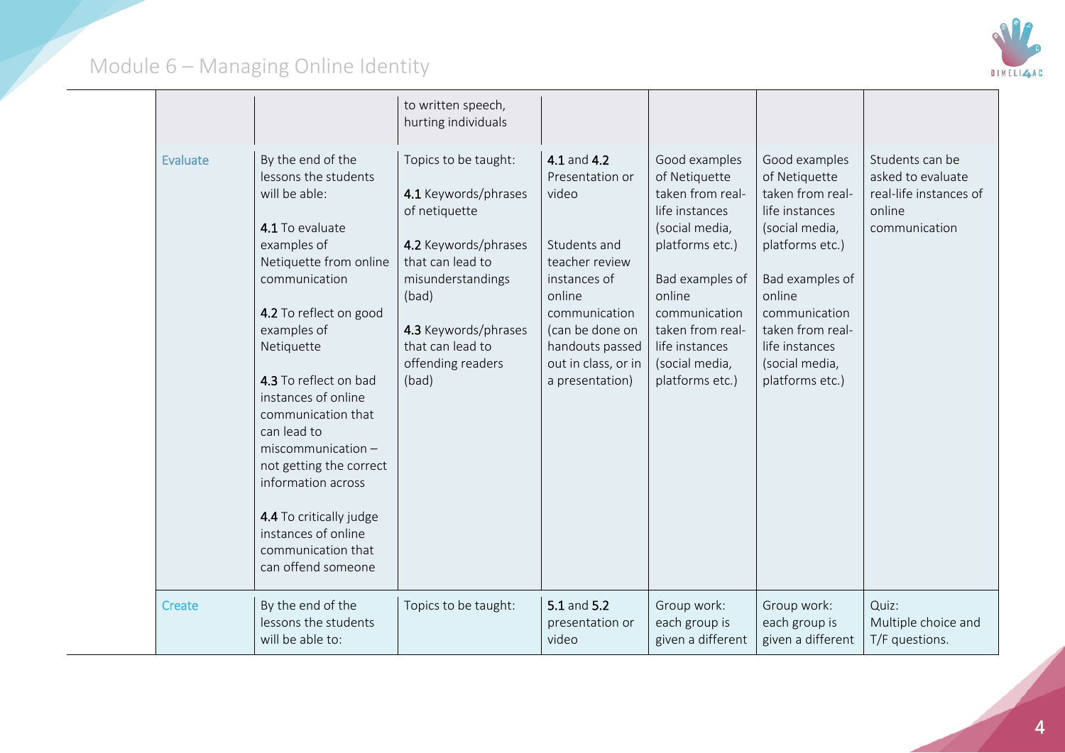| | | | | | | |
|---|---|---|---|---|---|---|
| | | to written speech, hurting individuals | | | | |
| Evaluate | By the end of the lessons the students will be able:<br><br>**4.1** To evaluate examples of Netiquette from online communication<br><br>**4.2** To reflect on good examples of Netiquette<br><br>**4.3** To reflect on bad instances of online communication that can lead to miscommunication – not getting the correct information across<br><br>**4.4** To critically judge instances of online communication that can offend someone | Topics to be taught:<br><br>**4.1** Keywords/phrases of netiquette<br><br>**4.2** Keywords/phrases that can lead to misunderstandings (bad)<br><br>**4.3** Keywords/phrases that can lead to offending readers (bad) | **4.1** and **4.2** Presentation or video<br><br>Students and teacher review instances of online communication (can be done on handouts passed out in class, or in a presentation) | Good examples of Netiquette taken from real-life instances (social media, platforms etc.)<br><br>Bad examples of online communication taken from real-life instances (social media, platforms etc.) | Good examples of Netiquette taken from real-life instances (social media, platforms etc.)<br><br>Bad examples of online communication taken from real-life instances (social media, platforms etc.) | Students can be asked to evaluate real-life instances of online communication |
| Create | By the end of the lessons the students will be able to: | Topics to be taught: | **5.1** and **5.2** presentation or video | Group work: each group is given a different | Group work: each group is given a different | Quiz: Multiple choice and T/F questions. |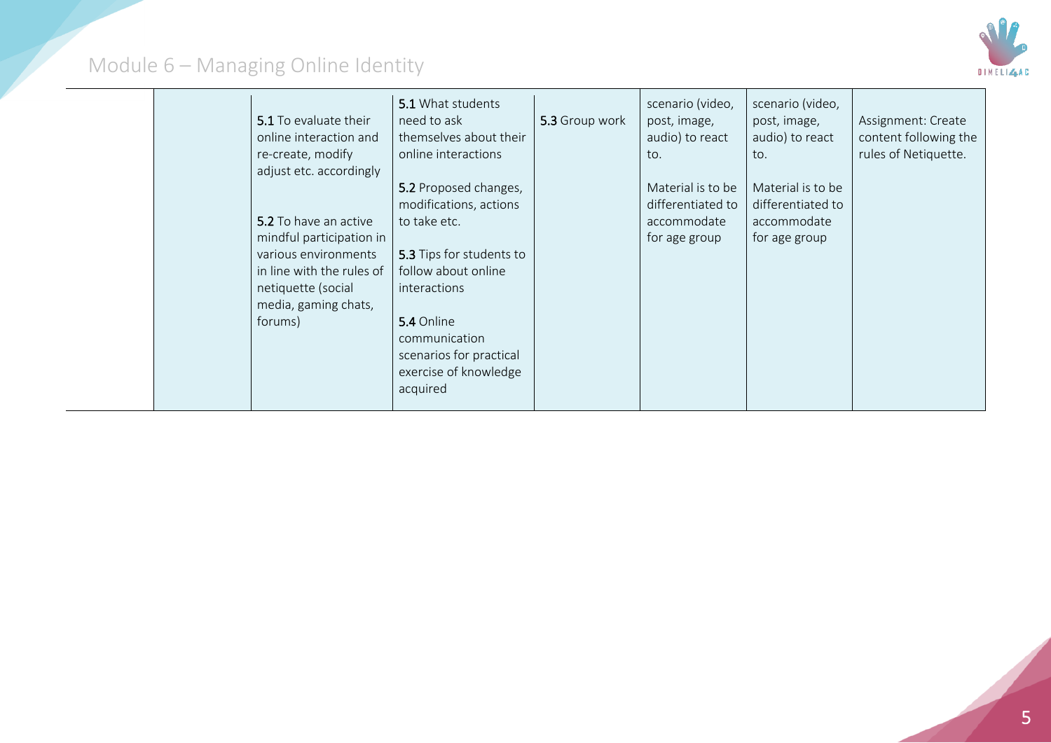| | | | | | | |
|---|---|---|---|---|---|---|
| | | **5.1** To evaluate their online interaction and re-create, modify adjust etc. accordingly<br><br>**5.2** To have an active mindful participation in various environments in line with the rules of netiquette (social media, gaming chats, forums) | **5.1** What students need to ask themselves about their online interactions<br><br>**5.2** Proposed changes, modifications, actions to take etc.<br><br>**5.3** Tips for students to follow about online interactions<br><br>**5.4** Online communication scenarios for practical exercise of knowledge acquired | **5.3** Group work | scenario (video, post, image, audio) to react to.<br><br>Material is to be differentiated to accommodate for age group | scenario (video, post, image, audio) to react to.<br><br>Material is to be differentiated to accommodate for age group | Assignment: Create content following the rules of Netiquette. |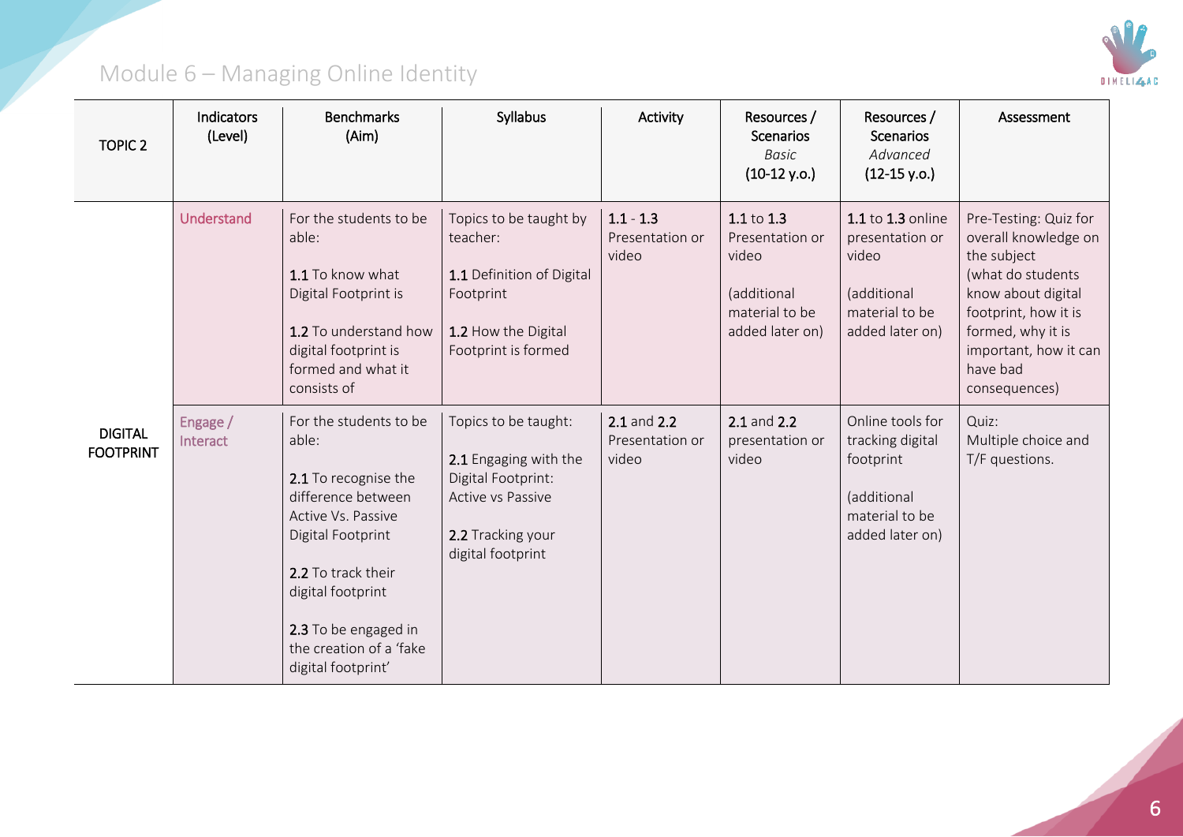# Module 6 – Managing Online Identity

| TOPIC 2 | Indicators (Level) | Benchmarks (Aim) | Syllabus | Activity | Resources / Scenarios *Basic* (10-12 y.o.) | Resources / Scenarios *Advanced* (12-15 y.o.) | Assessment |
|---|---|---|---|---|---|---|---|
| DIGITAL FOOTPRINT | Understand | For the students to be able:<br><br>1.1 To know what Digital Footprint is<br><br>1.2 To understand how digital footprint is formed and what it consists of | Topics to be taught by teacher:<br><br>1.1 Definition of Digital Footprint<br><br>1.2 How the Digital Footprint is formed | 1.1 - 1.3 Presentation or video | 1.1 to 1.3 Presentation or video<br><br>(additional material to be added later on) | 1.1 to 1.3 online presentation or video<br><br>(additional material to be added later on) | Pre-Testing: Quiz for overall knowledge on the subject (what do students know about digital footprint, how it is formed, why it is important, how it can have bad consequences) |
| | Engage / Interact | For the students to be able:<br><br>2.1 To recognise the difference between Active Vs. Passive Digital Footprint<br><br>2.2 To track their digital footprint<br><br>2.3 To be engaged in the creation of a 'fake digital footprint' | Topics to be taught:<br><br>2.1 Engaging with the Digital Footprint: Active vs Passive<br><br>2.2 Tracking your digital footprint | 2.1 and 2.2 Presentation or video | 2.1 and 2.2 presentation or video | Online tools for tracking digital footprint<br><br>(additional material to be added later on) | Quiz: Multiple choice and T/F questions. |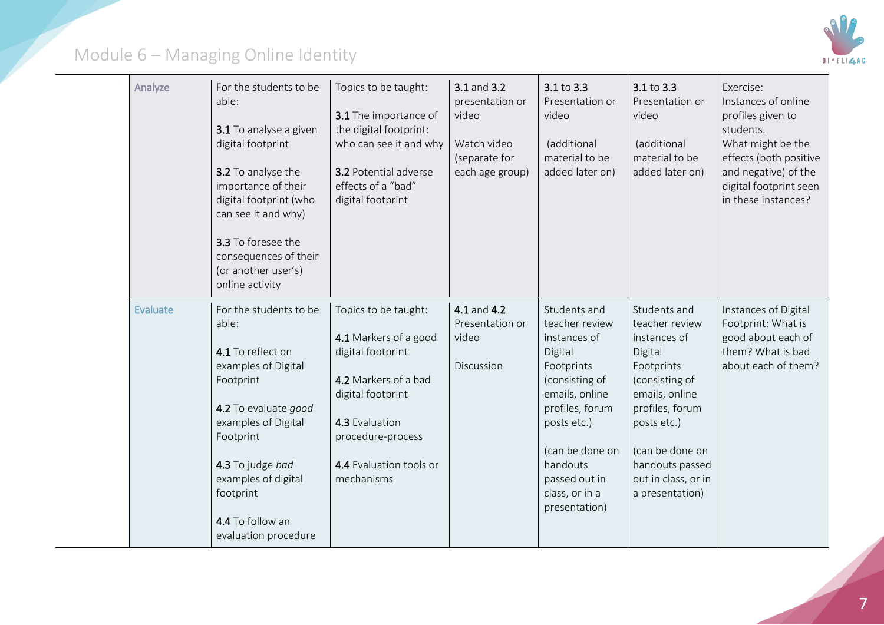| Analyze | For the students to be able:<br><br>**3.1** To analyse a given digital footprint<br><br>**3.2** To analyse the importance of their digital footprint (who can see it and why)<br><br>**3.3** To foresee the consequences of their (or another user's) online activity | Topics to be taught:<br><br>**3.1** The importance of the digital footprint: who can see it and why<br><br>**3.2** Potential adverse effects of a "bad" digital footprint | **3.1** and **3.2** presentation or video<br><br>Watch video (separate for each age group) | **3.1** to **3.3** Presentation or video<br><br>(additional material to be added later on) | **3.1** to **3.3** Presentation or video<br><br>(additional material to be added later on) | Exercise: Instances of online profiles given to students. What might be the effects (both positive and negative) of the digital footprint seen in these instances? |
|---|---|---|---|---|---|---|
| Evaluate | For the students to be able:<br><br>**4.1** To reflect on examples of Digital Footprint<br><br>**4.2** To evaluate *good* examples of Digital Footprint<br><br>**4.3** To judge *bad* examples of digital footprint<br><br>**4.4** To follow an evaluation procedure | Topics to be taught:<br><br>**4.1** Markers of a good digital footprint<br><br>**4.2** Markers of a bad digital footprint<br><br>**4.3** Evaluation procedure-process<br><br>**4.4** Evaluation tools or mechanisms | **4.1** and **4.2** Presentation or video<br><br>Discussion | Students and teacher review instances of Digital Footprints (consisting of emails, online profiles, forum posts etc.)<br><br>(can be done on handouts passed out in class, or in a presentation) | Students and teacher review instances of Digital Footprints (consisting of emails, online profiles, forum posts etc.)<br><br>(can be done on handouts passed out in class, or in a presentation) | Instances of Digital Footprint: What is good about each of them? What is bad about each of them? |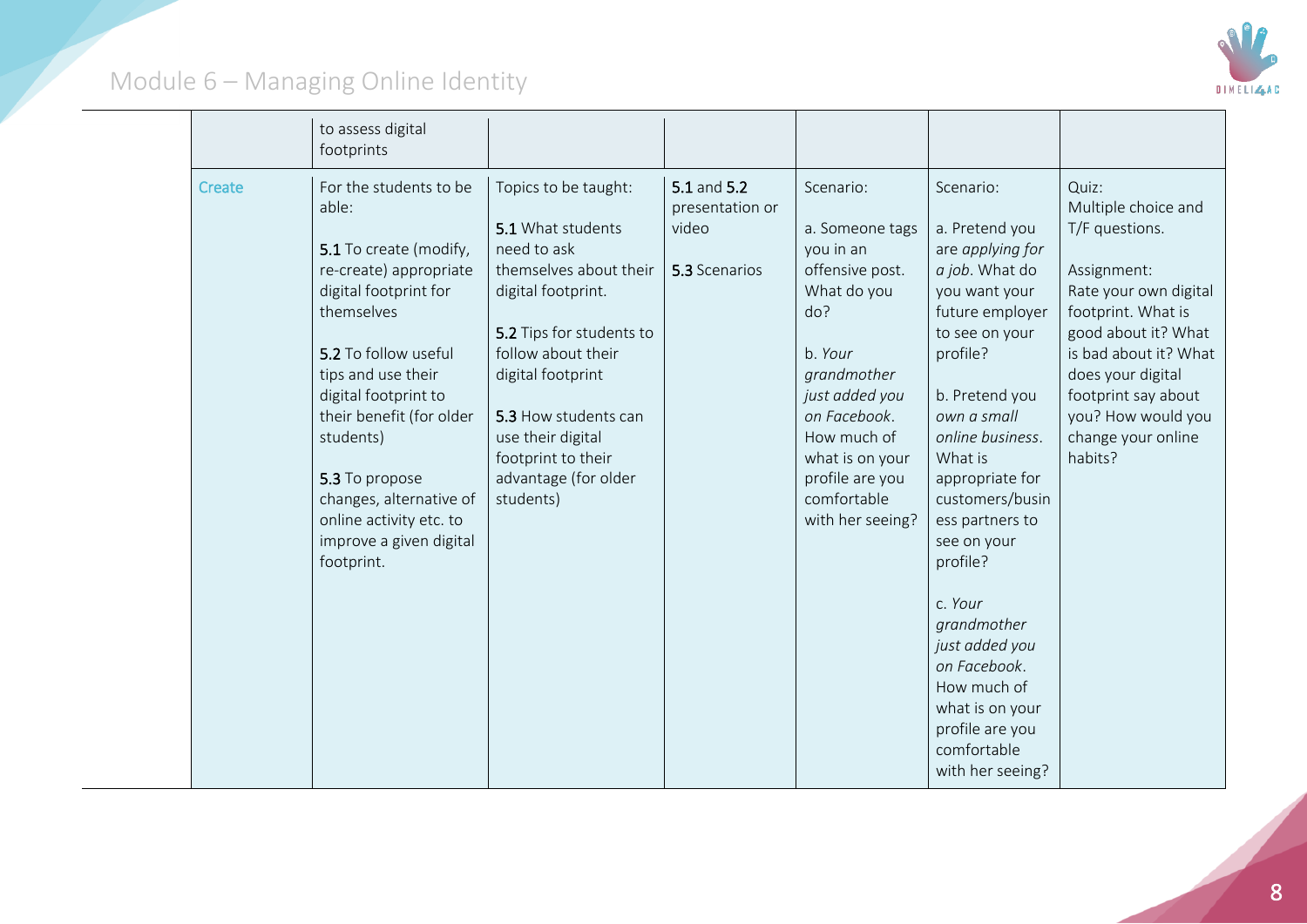| | to assess digital footprints | | | | | |
|---|---|---|---|---|---|---|
| Create | For the students to be able:<br><br>**5.1** To create (modify, re-create) appropriate digital footprint for themselves<br><br>**5.2** To follow useful tips and use their digital footprint to their benefit (for older students)<br><br>**5.3** To propose changes, alternative of online activity etc. to improve a given digital footprint. | Topics to be taught:<br><br>**5.1** What students need to ask themselves about their digital footprint.<br><br>**5.2** Tips for students to follow about their digital footprint<br><br>**5.3** How students can use their digital footprint to their advantage (for older students) | **5.1** and **5.2** presentation or video<br><br>**5.3** Scenarios | Scenario:<br><br>a. Someone tags you in an offensive post. What do you do?<br><br>b. *Your grandmother just added you on Facebook*. How much of what is on your profile are you comfortable with her seeing? | Scenario:<br><br>a. Pretend you are *applying for a job*. What do you want your future employer to see on your profile?<br><br>b. Pretend you *own a small online business*. What is appropriate for customers/business partners to see on your profile?<br><br>c. *Your grandmother just added you on Facebook*. How much of what is on your profile are you comfortable with her seeing? | Quiz:<br>Multiple choice and T/F questions.<br><br>Assignment:<br>Rate your own digital footprint. What is good about it? What is bad about it? What does your digital footprint say about you? How would you change your online habits? |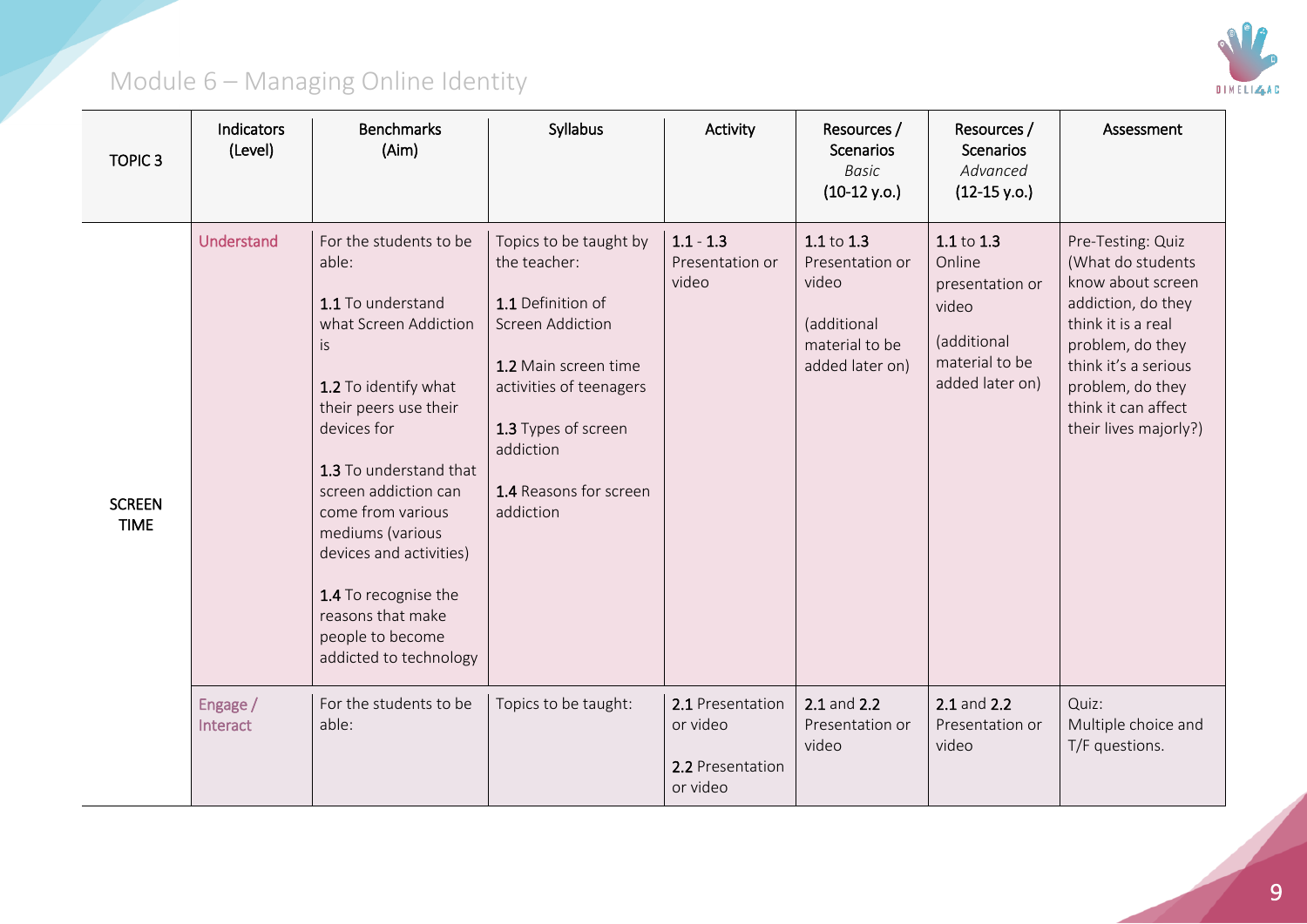## Module 6 – Managing Online Identity

| TOPIC 3 | Indicators (Level) | Benchmarks (Aim) | Syllabus | Activity | Resources / Scenarios *Basic* (10-12 y.o.) | Resources / Scenarios *Advanced* (12-15 y.o.) | Assessment |
|---|---|---|---|---|---|---|---|
| SCREEN TIME | Understand | For the students to be able:<br><br>1.1 To understand what Screen Addiction is<br><br>1.2 To identify what their peers use their devices for<br><br>1.3 To understand that screen addiction can come from various mediums (various devices and activities)<br><br>1.4 To recognise the reasons that make people to become addicted to technology | Topics to be taught by the teacher:<br><br>1.1 Definition of Screen Addiction<br><br>1.2 Main screen time activities of teenagers<br><br>1.3 Types of screen addiction<br><br>1.4 Reasons for screen addiction | 1.1 - 1.3 Presentation or video | 1.1 to 1.3 Presentation or video<br><br>(additional material to be added later on) | 1.1 to 1.3 Online presentation or video<br><br>(additional material to be added later on) | Pre-Testing: Quiz (What do students know about screen addiction, do they think it is a real problem, do they think it's a serious problem, do they think it can affect their lives majorly?) |
| | Engage / Interact | For the students to be able: | Topics to be taught: | 2.1 Presentation or video<br><br>2.2 Presentation or video | 2.1 and 2.2 Presentation or video | 2.1 and 2.2 Presentation or video | Quiz: Multiple choice and T/F questions. |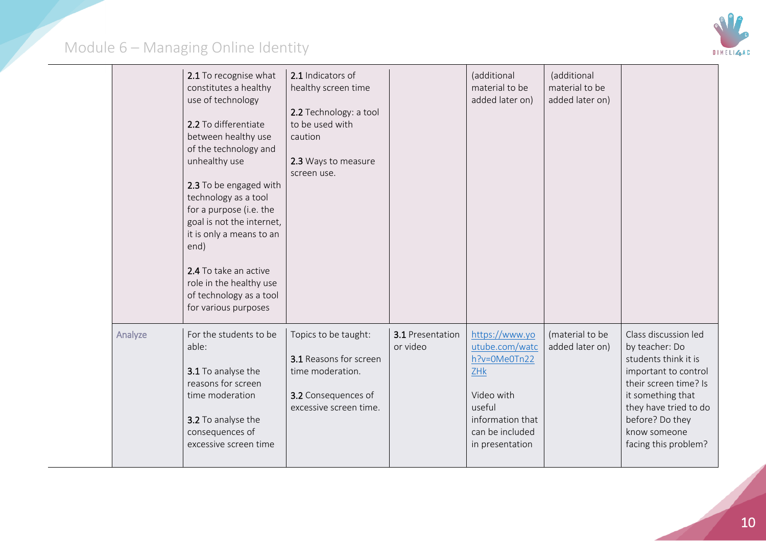| | | | | | | |
|---|---|---|---|---|---|---|
| | **2.1** To recognise what constitutes a healthy use of technology<br><br>**2.2** To differentiate between healthy use of the technology and unhealthy use<br><br>**2.3** To be engaged with technology as a tool for a purpose (i.e. the goal is not the internet, it is only a means to an end)<br><br>**2.4** To take an active role in the healthy use of technology as a tool for various purposes | **2.1** Indicators of healthy screen time<br><br>**2.2** Technology: a tool to be used with caution<br><br>**2.3** Ways to measure screen use. | | (additional material to be added later on) | (additional material to be added later on) | |
| Analyze | For the students to be able:<br><br>**3.1** To analyse the reasons for screen time moderation<br><br>**3.2** To analyse the consequences of excessive screen time | Topics to be taught:<br><br>**3.1** Reasons for screen time moderation.<br><br>**3.2** Consequences of excessive screen time. | **3.1** Presentation or video | https://www.youtube.com/watch?v=0Me0Tn22ZHk<br><br>Video with useful information that can be included in presentation | (material to be added later on) | Class discussion led by teacher: Do students think it is important to control their screen time? Is it something that they have tried to do before? Do they know someone facing this problem? |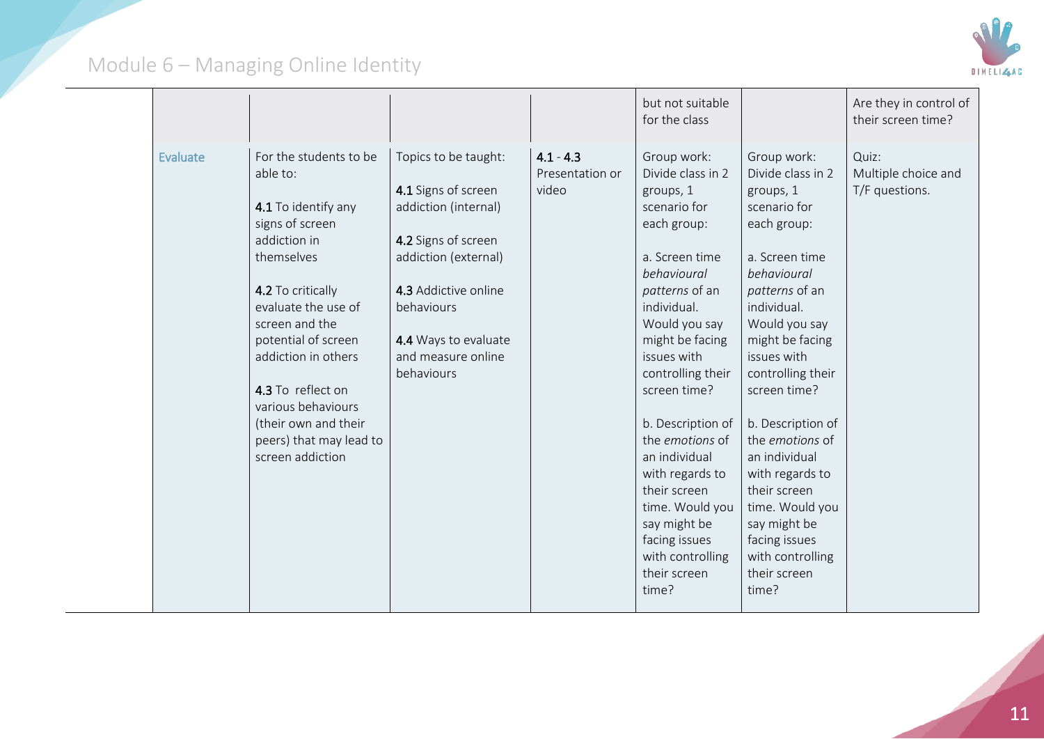| | | | | | | |
|---|---|---|---|---|---|---|
| | | | | but not suitable for the class | | Are they in control of their screen time? |
| Evaluate | For the students to be able to:<br><br>**4.1** To identify any signs of screen addiction in themselves<br><br>**4.2** To critically evaluate the use of screen and the potential of screen addiction in others<br><br>**4.3** To reflect on various behaviours (their own and their peers) that may lead to screen addiction | Topics to be taught:<br><br>**4.1** Signs of screen addiction (internal)<br><br>**4.2** Signs of screen addiction (external)<br><br>**4.3** Addictive online behaviours<br><br>**4.4** Ways to evaluate and measure online behaviours | **4.1** - **4.3** Presentation or video | Group work: Divide class in 2 groups, 1 scenario for each group:<br><br>a. Screen time *behavioural patterns* of an individual. Would you say might be facing issues with controlling their screen time?<br><br>b. Description of the *emotions* of an individual with regards to their screen time. Would you say might be facing issues with controlling their screen time? | Group work: Divide class in 2 groups, 1 scenario for each group:<br><br>a. Screen time *behavioural patterns* of an individual. Would you say might be facing issues with controlling their screen time?<br><br>b. Description of the *emotions* of an individual with regards to their screen time. Would you say might be facing issues with controlling their screen time? | Quiz: Multiple choice and T/F questions. |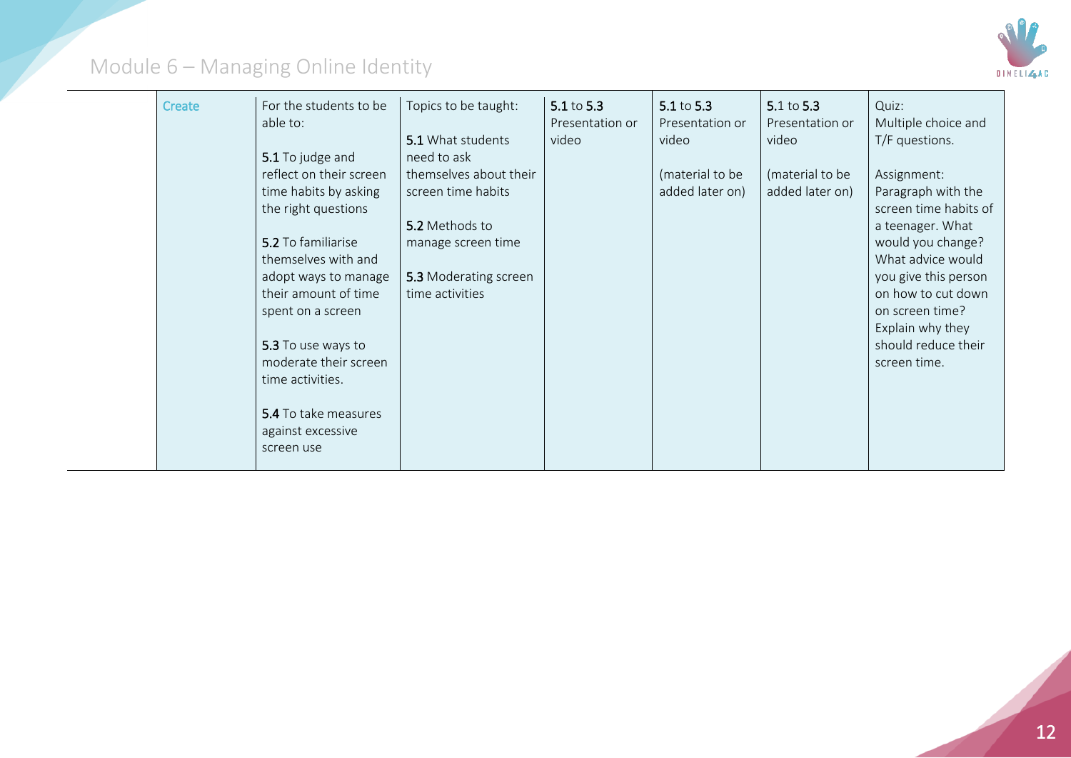| | | | | | | |
|---|---|---|---|---|---|---|
| | Create | For the students to be able to:<br><br>**5.1** To judge and reflect on their screen time habits by asking the right questions<br><br>**5.2** To familiarise themselves with and adopt ways to manage their amount of time spent on a screen<br><br>**5.3** To use ways to moderate their screen time activities.<br><br>**5.4** To take measures against excessive screen use | Topics to be taught:<br><br>**5.1** What students need to ask themselves about their screen time habits<br><br>**5.2** Methods to manage screen time<br><br>**5.3** Moderating screen time activities | **5.1** to **5.3** Presentation or video | **5.1** to **5.3** Presentation or video<br><br>(material to be added later on) | **5**.1 to **5.3** Presentation or video<br><br>(material to be added later on) | Quiz:<br>Multiple choice and T/F questions.<br><br>Assignment:<br>Paragraph with the screen time habits of a teenager. What would you change? What advice would you give this person on how to cut down on screen time? Explain why they should reduce their screen time. |